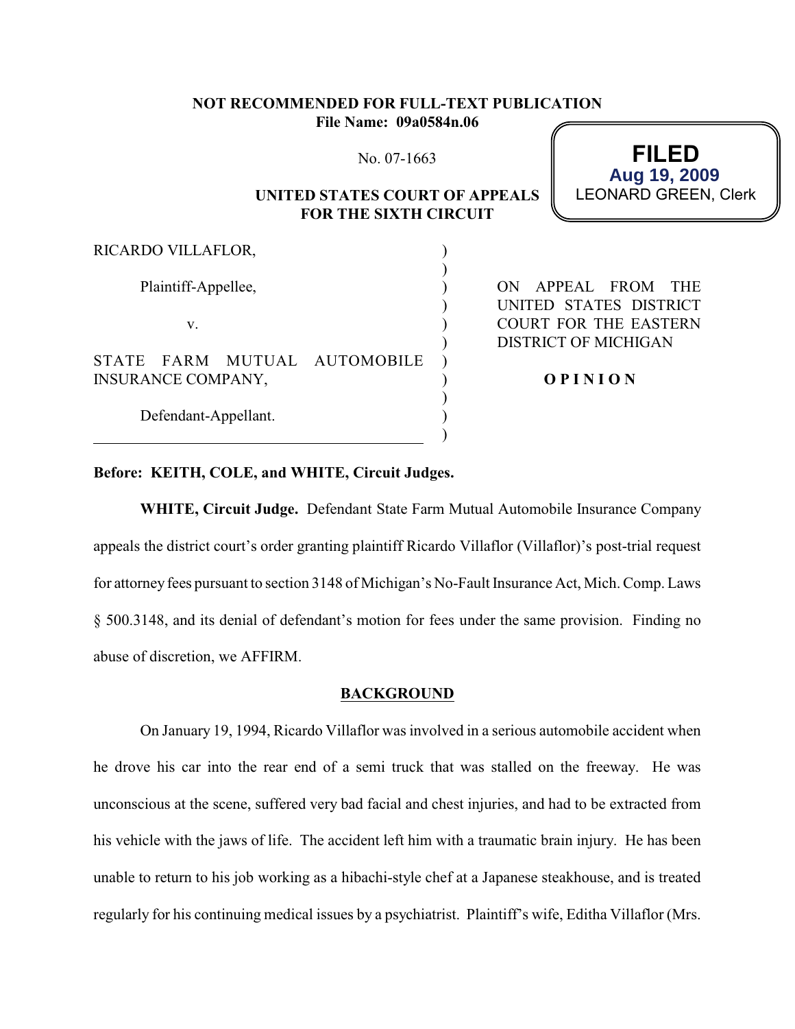**NOT RECOMMENDED FOR FULL-TEXT PUBLICATION**
**File Name: 09a0584n.06**

No. 07-1663

**FILED**
**Aug 19, 2009**
LEONARD GREEN, Clerk

**UNITED STATES COURT OF APPEALS FOR THE SIXTH CIRCUIT**

RICARDO VILLAFLOR,

Plaintiff-Appellee,

v.

STATE FARM MUTUAL AUTOMOBILE INSURANCE COMPANY,

Defendant-Appellant.

ON APPEAL FROM THE UNITED STATES DISTRICT COURT FOR THE EASTERN DISTRICT OF MICHIGAN

**O P I N I O N**

**Before: KEITH, COLE, and WHITE, Circuit Judges.**

**WHITE, Circuit Judge.** Defendant State Farm Mutual Automobile Insurance Company appeals the district court's order granting plaintiff Ricardo Villaflor (Villaflor)'s post-trial request for attorney fees pursuant to section 3148 of Michigan's No-Fault Insurance Act, Mich. Comp. Laws § 500.3148, and its denial of defendant's motion for fees under the same provision. Finding no abuse of discretion, we AFFIRM.

## BACKGROUND

On January 19, 1994, Ricardo Villaflor was involved in a serious automobile accident when he drove his car into the rear end of a semi truck that was stalled on the freeway. He was unconscious at the scene, suffered very bad facial and chest injuries, and had to be extracted from his vehicle with the jaws of life. The accident left him with a traumatic brain injury. He has been unable to return to his job working as a hibachi-style chef at a Japanese steakhouse, and is treated regularly for his continuing medical issues by a psychiatrist. Plaintiff's wife, Editha Villaflor (Mrs.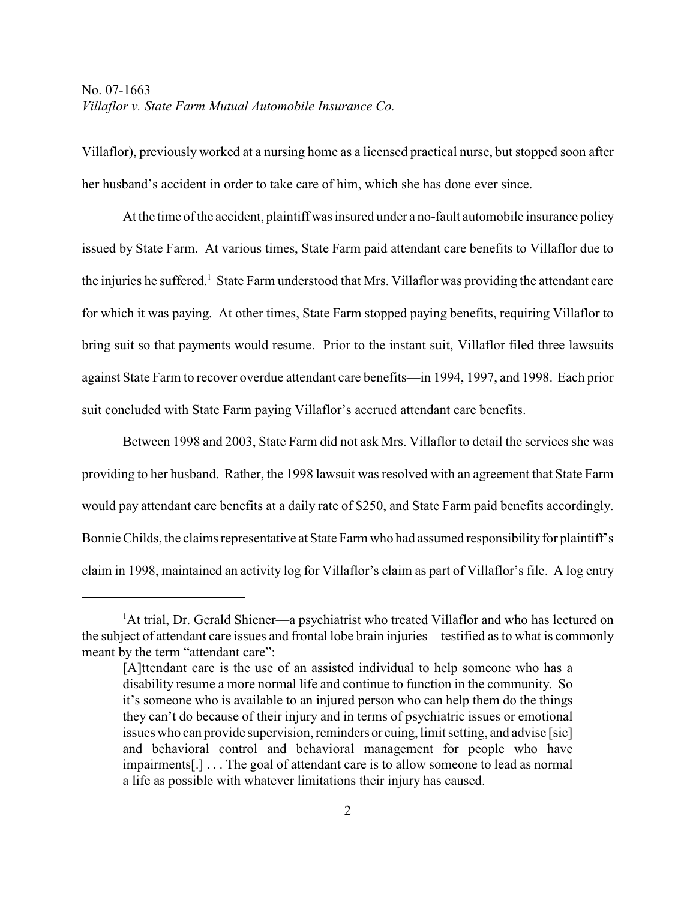Villaflor), previously worked at a nursing home as a licensed practical nurse, but stopped soon after her husband's accident in order to take care of him, which she has done ever since.

At the time of the accident, plaintiff was insured under a no-fault automobile insurance policy issued by State Farm. At various times, State Farm paid attendant care benefits to Villaflor due to the injuries he suffered.[1] State Farm understood that Mrs. Villaflor was providing the attendant care for which it was paying. At other times, State Farm stopped paying benefits, requiring Villaflor to bring suit so that payments would resume. Prior to the instant suit, Villaflor filed three lawsuits against State Farm to recover overdue attendant care benefits—in 1994, 1997, and 1998. Each prior suit concluded with State Farm paying Villaflor's accrued attendant care benefits.

Between 1998 and 2003, State Farm did not ask Mrs. Villaflor to detail the services she was providing to her husband. Rather, the 1998 lawsuit was resolved with an agreement that State Farm would pay attendant care benefits at a daily rate of $250, and State Farm paid benefits accordingly. Bonnie Childs, the claims representative at State Farm who had assumed responsibility for plaintiff's claim in 1998, maintained an activity log for Villaflor's claim as part of Villaflor's file. A log entry

---

[1]At trial, Dr. Gerald Shiener—a psychiatrist who treated Villaflor and who has lectured on the subject of attendant care issues and frontal lobe brain injuries—testified as to what is commonly meant by the term "attendant care":

> [A]ttendant care is the use of an assisted individual to help someone who has a disability resume a more normal life and continue to function in the community. So it's someone who is available to an injured person who can help them do the things they can't do because of their injury and in terms of psychiatric issues or emotional issues who can provide supervision, reminders or cuing, limit setting, and advise [sic] and behavioral control and behavioral management for people who have impairments[.] . . . The goal of attendant care is to allow someone to lead as normal a life as possible with whatever limitations their injury has caused.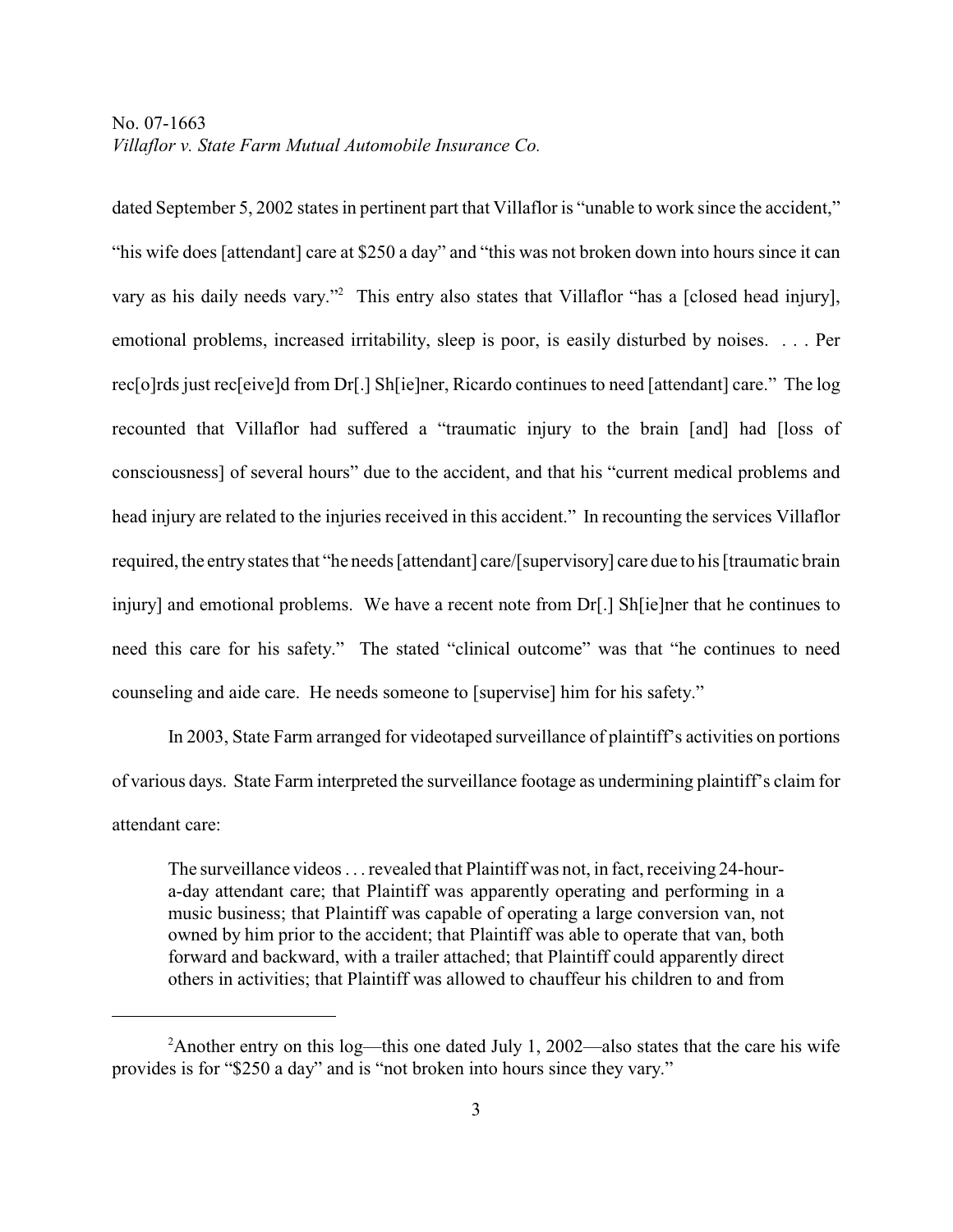dated September 5, 2002 states in pertinent part that Villaflor is "unable to work since the accident," "his wife does [attendant] care at $250 a day" and "this was not broken down into hours since it can vary as his daily needs vary."[2] This entry also states that Villaflor "has a [closed head injury], emotional problems, increased irritability, sleep is poor, is easily disturbed by noises. . . . Per rec[o]rds just rec[eive]d from Dr[.] Sh[ie]ner, Ricardo continues to need [attendant] care." The log recounted that Villaflor had suffered a "traumatic injury to the brain [and] had [loss of consciousness] of several hours" due to the accident, and that his "current medical problems and head injury are related to the injuries received in this accident." In recounting the services Villaflor required, the entry states that "he needs [attendant] care/[supervisory] care due to his [traumatic brain injury] and emotional problems. We have a recent note from Dr[.] Sh[ie]ner that he continues to need this care for his safety." The stated "clinical outcome" was that "he continues to need counseling and aide care. He needs someone to [supervise] him for his safety."

In 2003, State Farm arranged for videotaped surveillance of plaintiff's activities on portions of various days. State Farm interpreted the surveillance footage as undermining plaintiff's claim for attendant care:

> The surveillance videos . . . revealed that Plaintiff was not, in fact, receiving 24-hour-a-day attendant care; that Plaintiff was apparently operating and performing in a music business; that Plaintiff was capable of operating a large conversion van, not owned by him prior to the accident; that Plaintiff was able to operate that van, both forward and backward, with a trailer attached; that Plaintiff could apparently direct others in activities; that Plaintiff was allowed to chauffeur his children to and from

---

[2] Another entry on this log—this one dated July 1, 2002—also states that the care his wife provides is for "$250 a day" and is "not broken into hours since they vary."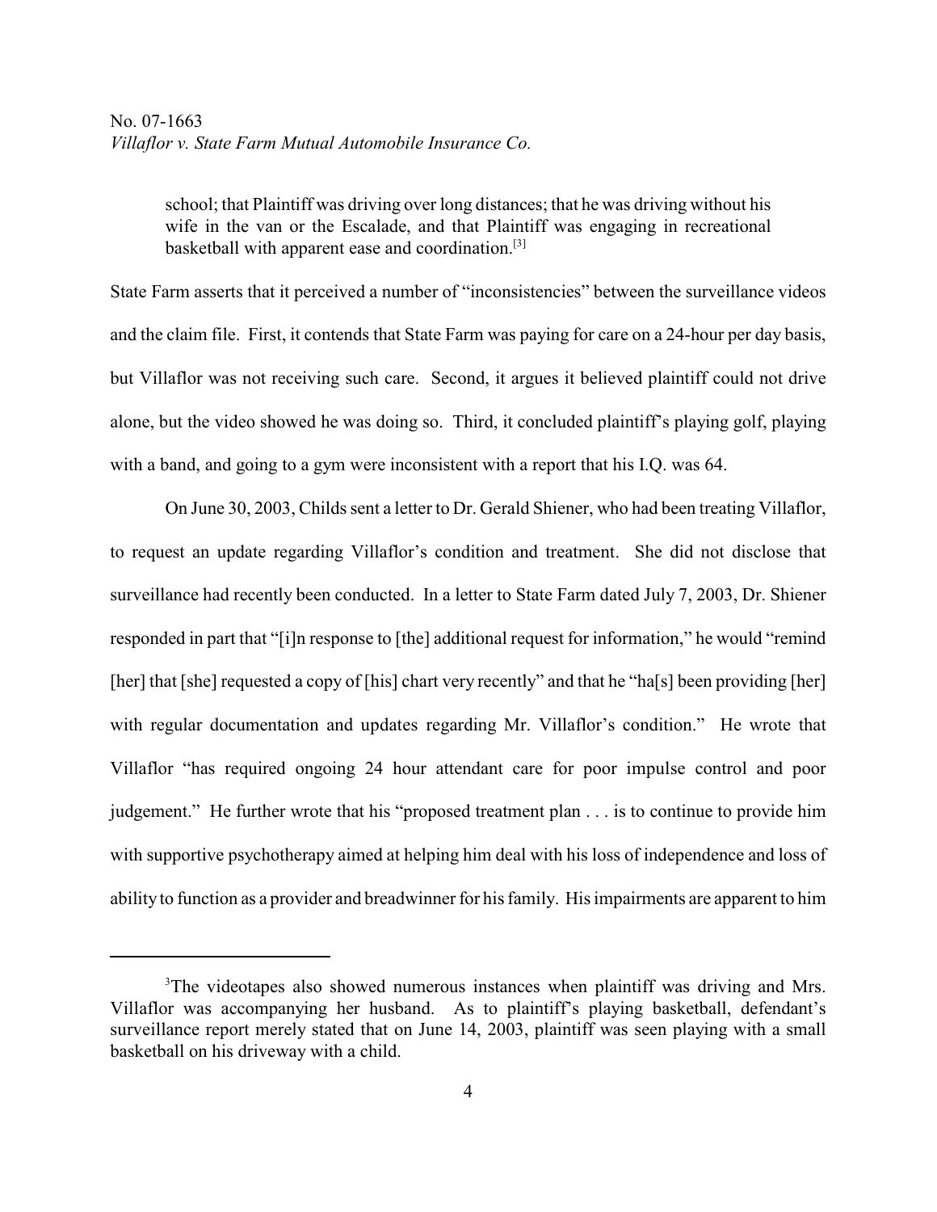> school; that Plaintiff was driving over long distances; that he was driving without his wife in the van or the Escalade, and that Plaintiff was engaging in recreational basketball with apparent ease and coordination.[3]

State Farm asserts that it perceived a number of "inconsistencies" between the surveillance videos and the claim file. First, it contends that State Farm was paying for care on a 24-hour per day basis, but Villaflor was not receiving such care. Second, it argues it believed plaintiff could not drive alone, but the video showed he was doing so. Third, it concluded plaintiff's playing golf, playing with a band, and going to a gym were inconsistent with a report that his I.Q. was 64.

On June 30, 2003, Childs sent a letter to Dr. Gerald Shiener, who had been treating Villaflor, to request an update regarding Villaflor's condition and treatment. She did not disclose that surveillance had recently been conducted. In a letter to State Farm dated July 7, 2003, Dr. Shiener responded in part that "[i]n response to [the] additional request for information," he would "remind [her] that [she] requested a copy of [his] chart very recently" and that he "ha[s] been providing [her] with regular documentation and updates regarding Mr. Villaflor's condition." He wrote that Villaflor "has required ongoing 24 hour attendant care for poor impulse control and poor judgement." He further wrote that his "proposed treatment plan . . . is to continue to provide him with supportive psychotherapy aimed at helping him deal with his loss of independence and loss of ability to function as a provider and breadwinner for his family. His impairments are apparent to him

---

[3] The videotapes also showed numerous instances when plaintiff was driving and Mrs. Villaflor was accompanying her husband. As to plaintiff's playing basketball, defendant's surveillance report merely stated that on June 14, 2003, plaintiff was seen playing with a small basketball on his driveway with a child.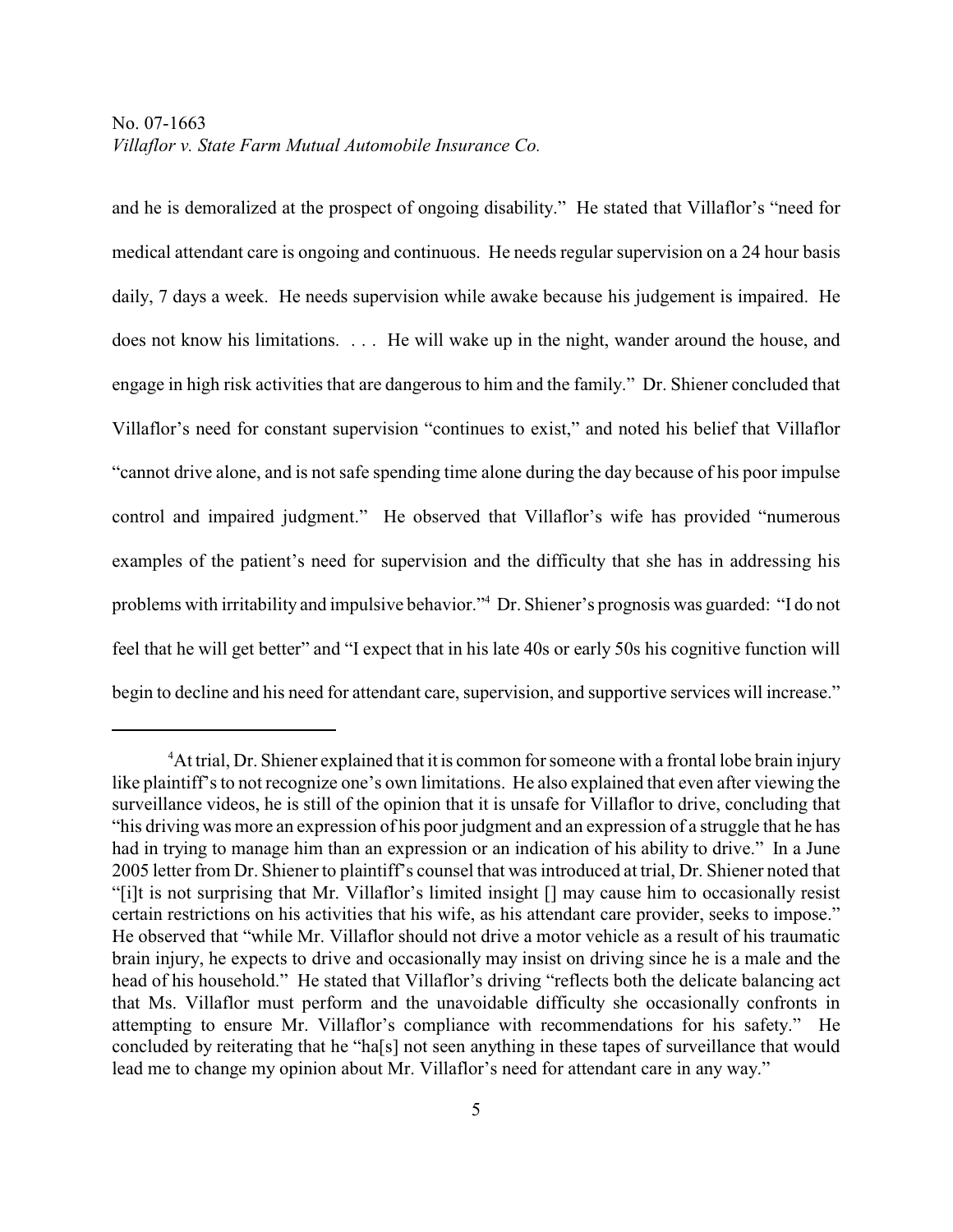and he is demoralized at the prospect of ongoing disability." He stated that Villaflor's "need for medical attendant care is ongoing and continuous. He needs regular supervision on a 24 hour basis daily, 7 days a week. He needs supervision while awake because his judgement is impaired. He does not know his limitations. . . . He will wake up in the night, wander around the house, and engage in high risk activities that are dangerous to him and the family." Dr. Shiener concluded that Villaflor's need for constant supervision "continues to exist," and noted his belief that Villaflor "cannot drive alone, and is not safe spending time alone during the day because of his poor impulse control and impaired judgment." He observed that Villaflor's wife has provided "numerous examples of the patient's need for supervision and the difficulty that she has in addressing his problems with irritability and impulsive behavior."[4] Dr. Shiener's prognosis was guarded: "I do not feel that he will get better" and "I expect that in his late 40s or early 50s his cognitive function will begin to decline and his need for attendant care, supervision, and supportive services will increase."

---

[4] At trial, Dr. Shiener explained that it is common for someone with a frontal lobe brain injury like plaintiff's to not recognize one's own limitations. He also explained that even after viewing the surveillance videos, he is still of the opinion that it is unsafe for Villaflor to drive, concluding that "his driving was more an expression of his poor judgment and an expression of a struggle that he has had in trying to manage him than an expression or an indication of his ability to drive." In a June 2005 letter from Dr. Shiener to plaintiff's counsel that was introduced at trial, Dr. Shiener noted that "[i]t is not surprising that Mr. Villaflor's limited insight [] may cause him to occasionally resist certain restrictions on his activities that his wife, as his attendant care provider, seeks to impose." He observed that "while Mr. Villaflor should not drive a motor vehicle as a result of his traumatic brain injury, he expects to drive and occasionally may insist on driving since he is a male and the head of his household." He stated that Villaflor's driving "reflects both the delicate balancing act that Ms. Villaflor must perform and the unavoidable difficulty she occasionally confronts in attempting to ensure Mr. Villaflor's compliance with recommendations for his safety." He concluded by reiterating that he "ha[s] not seen anything in these tapes of surveillance that would lead me to change my opinion about Mr. Villaflor's need for attendant care in any way."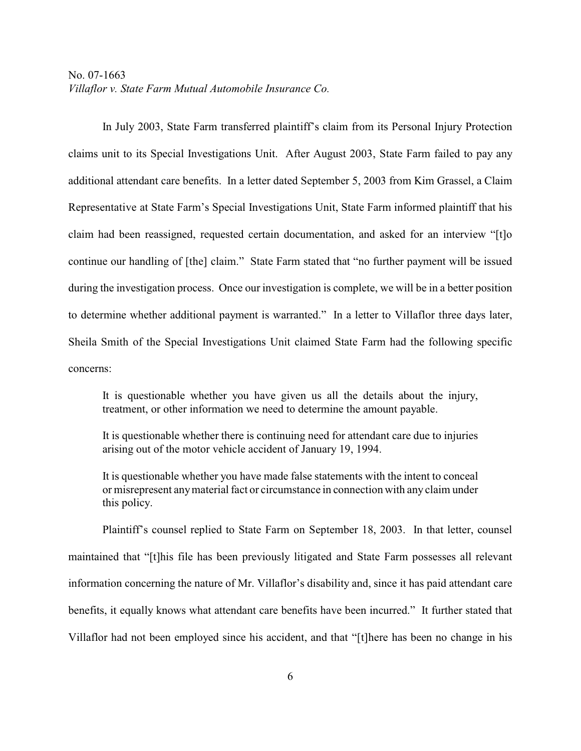In July 2003, State Farm transferred plaintiff's claim from its Personal Injury Protection claims unit to its Special Investigations Unit. After August 2003, State Farm failed to pay any additional attendant care benefits. In a letter dated September 5, 2003 from Kim Grassel, a Claim Representative at State Farm's Special Investigations Unit, State Farm informed plaintiff that his claim had been reassigned, requested certain documentation, and asked for an interview "[t]o continue our handling of [the] claim." State Farm stated that "no further payment will be issued during the investigation process. Once our investigation is complete, we will be in a better position to determine whether additional payment is warranted." In a letter to Villaflor three days later, Sheila Smith of the Special Investigations Unit claimed State Farm had the following specific concerns:

> It is questionable whether you have given us all the details about the injury, treatment, or other information we need to determine the amount payable.
>
> It is questionable whether there is continuing need for attendant care due to injuries arising out of the motor vehicle accident of January 19, 1994.
>
> It is questionable whether you have made false statements with the intent to conceal or misrepresent any material fact or circumstance in connection with any claim under this policy.

Plaintiff's counsel replied to State Farm on September 18, 2003. In that letter, counsel maintained that "[t]his file has been previously litigated and State Farm possesses all relevant information concerning the nature of Mr. Villaflor's disability and, since it has paid attendant care benefits, it equally knows what attendant care benefits have been incurred." It further stated that Villaflor had not been employed since his accident, and that "[t]here has been no change in his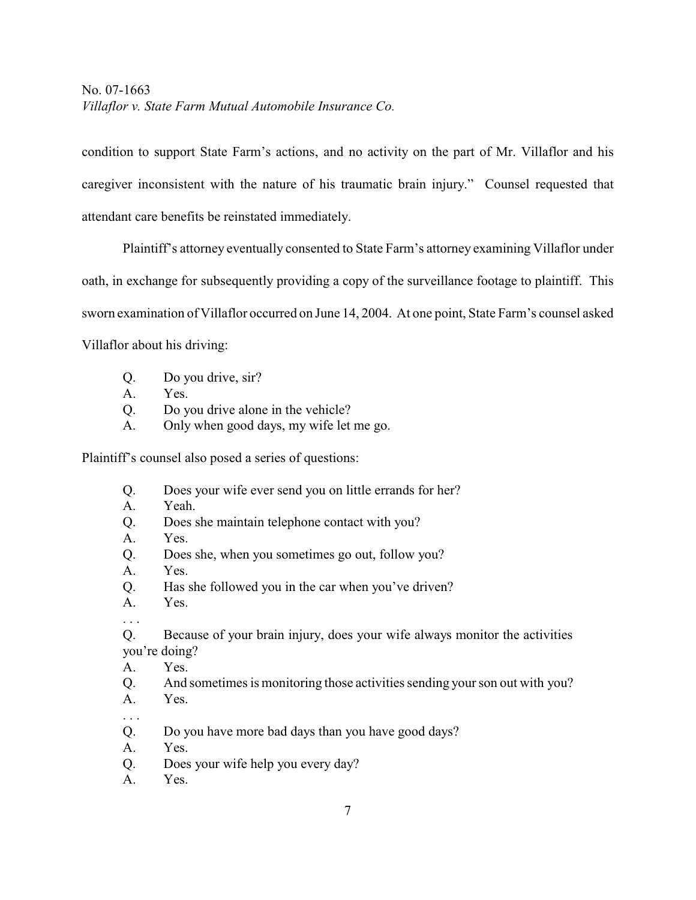condition to support State Farm's actions, and no activity on the part of Mr. Villaflor and his caregiver inconsistent with the nature of his traumatic brain injury." Counsel requested that attendant care benefits be reinstated immediately.

Plaintiff's attorney eventually consented to State Farm's attorney examining Villaflor under oath, in exchange for subsequently providing a copy of the surveillance footage to plaintiff. This sworn examination of Villaflor occurred on June 14, 2004. At one point, State Farm's counsel asked Villaflor about his driving:

> Q. Do you drive, sir?
> A. Yes.
> Q. Do you drive alone in the vehicle?
> A. Only when good days, my wife let me go.

Plaintiff's counsel also posed a series of questions:

> Q. Does your wife ever send you on little errands for her?
> A. Yeah.
> Q. Does she maintain telephone contact with you?
> A. Yes.
> Q. Does she, when you sometimes go out, follow you?
> A. Yes.
> Q. Has she followed you in the car when you've driven?
> A. Yes.
> . . .
> Q. Because of your brain injury, does your wife always monitor the activities you're doing?
> A. Yes.
> Q. And sometimes is monitoring those activities sending your son out with you?
> A. Yes.
> . . .
> Q. Do you have more bad days than you have good days?
> A. Yes.
> Q. Does your wife help you every day?
> A. Yes.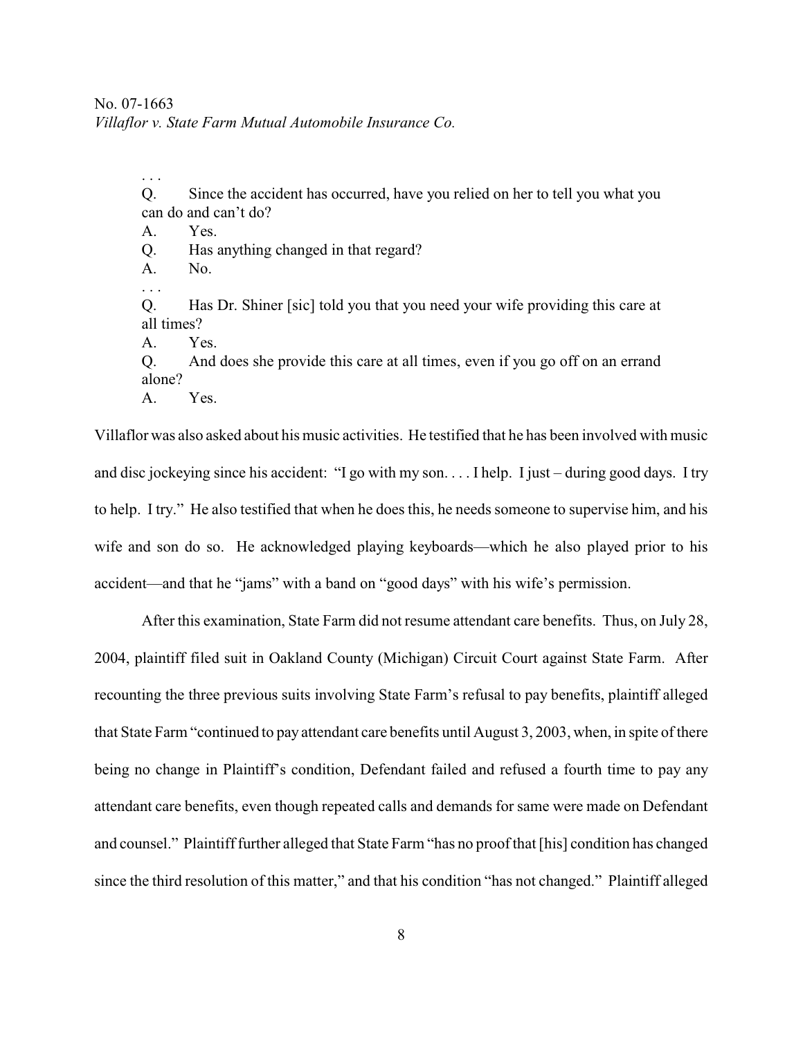. . .

Q. Since the accident has occurred, have you relied on her to tell you what you can do and can't do?

A. Yes.

Q. Has anything changed in that regard?

A. No.

. . .

Q. Has Dr. Shiner [sic] told you that you need your wife providing this care at all times?

A. Yes.

Q. And does she provide this care at all times, even if you go off on an errand alone?

A. Yes.

Villaflor was also asked about his music activities. He testified that he has been involved with music and disc jockeying since his accident: "I go with my son. . . . I help. I just – during good days. I try to help. I try." He also testified that when he does this, he needs someone to supervise him, and his wife and son do so. He acknowledged playing keyboards—which he also played prior to his accident—and that he "jams" with a band on "good days" with his wife's permission.

After this examination, State Farm did not resume attendant care benefits. Thus, on July 28, 2004, plaintiff filed suit in Oakland County (Michigan) Circuit Court against State Farm. After recounting the three previous suits involving State Farm's refusal to pay benefits, plaintiff alleged that State Farm "continued to pay attendant care benefits until August 3, 2003, when, in spite of there being no change in Plaintiff's condition, Defendant failed and refused a fourth time to pay any attendant care benefits, even though repeated calls and demands for same were made on Defendant and counsel." Plaintiff further alleged that State Farm "has no proof that [his] condition has changed since the third resolution of this matter," and that his condition "has not changed." Plaintiff alleged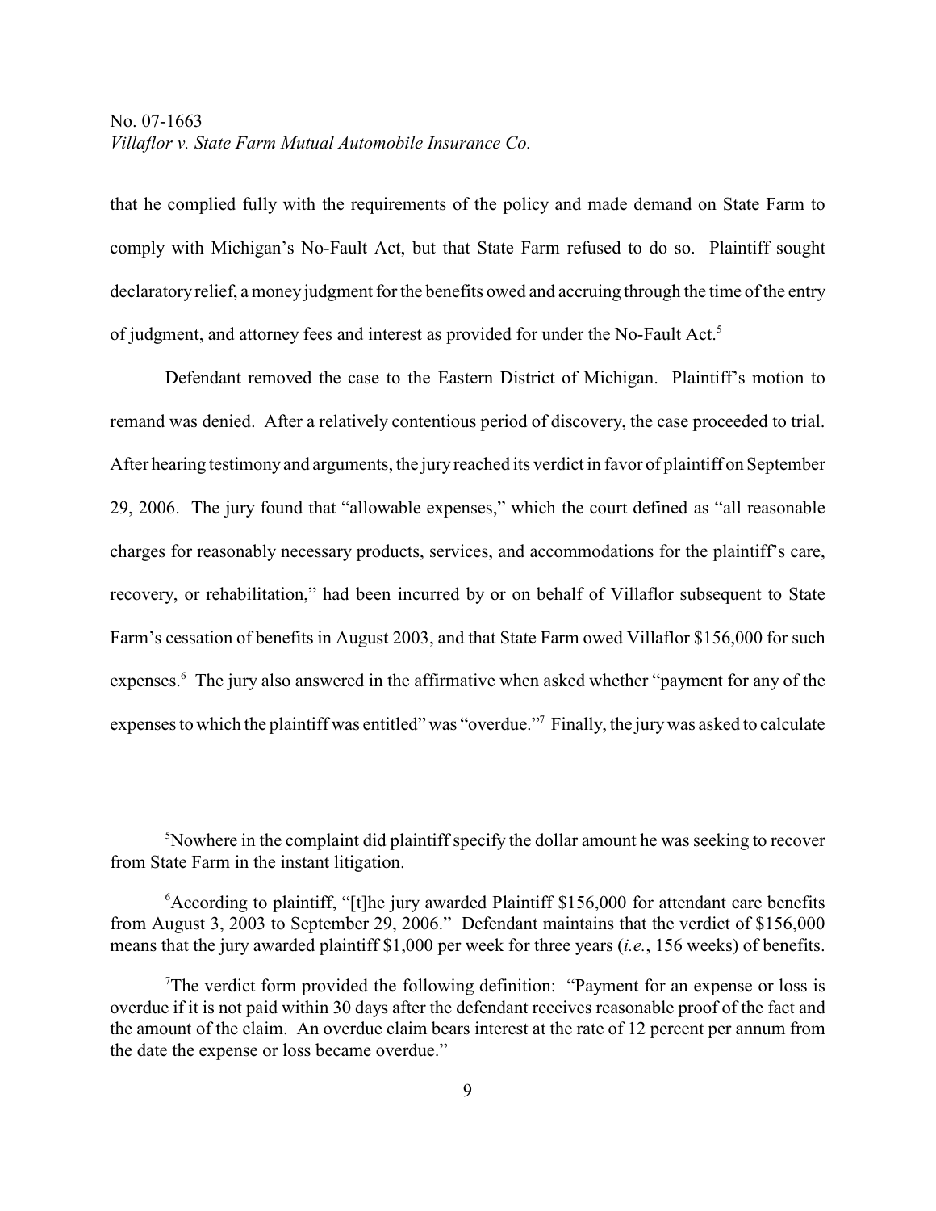that he complied fully with the requirements of the policy and made demand on State Farm to comply with Michigan's No-Fault Act, but that State Farm refused to do so. Plaintiff sought declaratory relief, a money judgment for the benefits owed and accruing through the time of the entry of judgment, and attorney fees and interest as provided for under the No-Fault Act.[5]

Defendant removed the case to the Eastern District of Michigan. Plaintiff's motion to remand was denied. After a relatively contentious period of discovery, the case proceeded to trial. After hearing testimony and arguments, the jury reached its verdict in favor of plaintiff on September 29, 2006. The jury found that "allowable expenses," which the court defined as "all reasonable charges for reasonably necessary products, services, and accommodations for the plaintiff's care, recovery, or rehabilitation," had been incurred by or on behalf of Villaflor subsequent to State Farm's cessation of benefits in August 2003, and that State Farm owed Villaflor $156,000 for such expenses.[6] The jury also answered in the affirmative when asked whether "payment for any of the expenses to which the plaintiff was entitled" was "overdue."[7] Finally, the jury was asked to calculate

---

[5]Nowhere in the complaint did plaintiff specify the dollar amount he was seeking to recover from State Farm in the instant litigation.

[6]According to plaintiff, "[t]he jury awarded Plaintiff $156,000 for attendant care benefits from August 3, 2003 to September 29, 2006." Defendant maintains that the verdict of $156,000 means that the jury awarded plaintiff $1,000 per week for three years (*i.e.*, 156 weeks) of benefits.

[7]The verdict form provided the following definition: "Payment for an expense or loss is overdue if it is not paid within 30 days after the defendant receives reasonable proof of the fact and the amount of the claim. An overdue claim bears interest at the rate of 12 percent per annum from the date the expense or loss became overdue."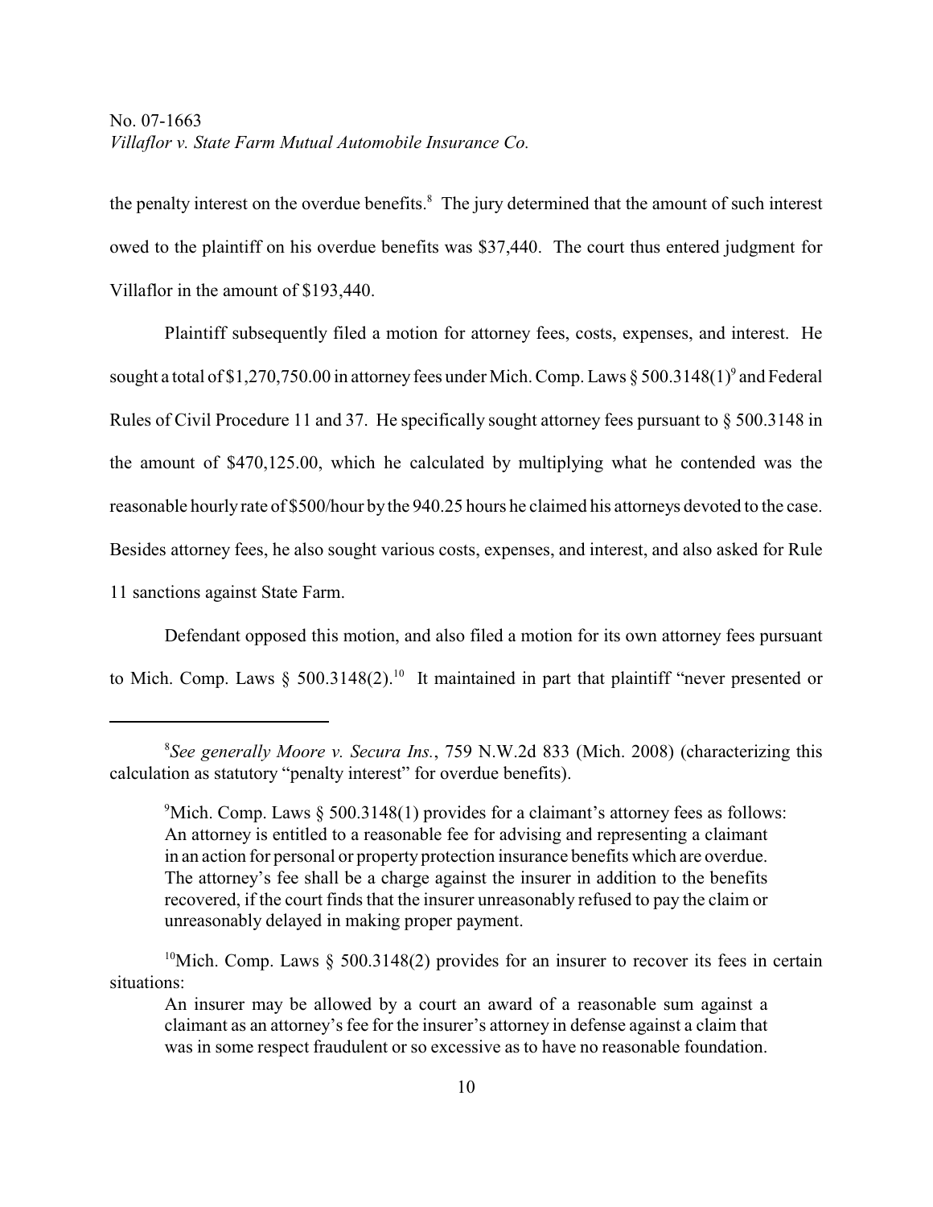the penalty interest on the overdue benefits.[8] The jury determined that the amount of such interest owed to the plaintiff on his overdue benefits was $37,440. The court thus entered judgment for Villaflor in the amount of $193,440.

Plaintiff subsequently filed a motion for attorney fees, costs, expenses, and interest. He sought a total of $1,270,750.00 in attorney fees under Mich. Comp. Laws § 500.3148(1)[9] and Federal Rules of Civil Procedure 11 and 37. He specifically sought attorney fees pursuant to § 500.3148 in the amount of $470,125.00, which he calculated by multiplying what he contended was the reasonable hourly rate of $500/hour by the 940.25 hours he claimed his attorneys devoted to the case. Besides attorney fees, he also sought various costs, expenses, and interest, and also asked for Rule 11 sanctions against State Farm.

Defendant opposed this motion, and also filed a motion for its own attorney fees pursuant to Mich. Comp. Laws § 500.3148(2).[10] It maintained in part that plaintiff "never presented or

---

[8] *See generally Moore v. Secura Ins.*, 759 N.W.2d 833 (Mich. 2008) (characterizing this calculation as statutory "penalty interest" for overdue benefits).

[9] Mich. Comp. Laws § 500.3148(1) provides for a claimant's attorney fees as follows:

> An attorney is entitled to a reasonable fee for advising and representing a claimant in an action for personal or property protection insurance benefits which are overdue. The attorney's fee shall be a charge against the insurer in addition to the benefits recovered, if the court finds that the insurer unreasonably refused to pay the claim or unreasonably delayed in making proper payment.

[10] Mich. Comp. Laws § 500.3148(2) provides for an insurer to recover its fees in certain situations:

> An insurer may be allowed by a court an award of a reasonable sum against a claimant as an attorney's fee for the insurer's attorney in defense against a claim that was in some respect fraudulent or so excessive as to have no reasonable foundation.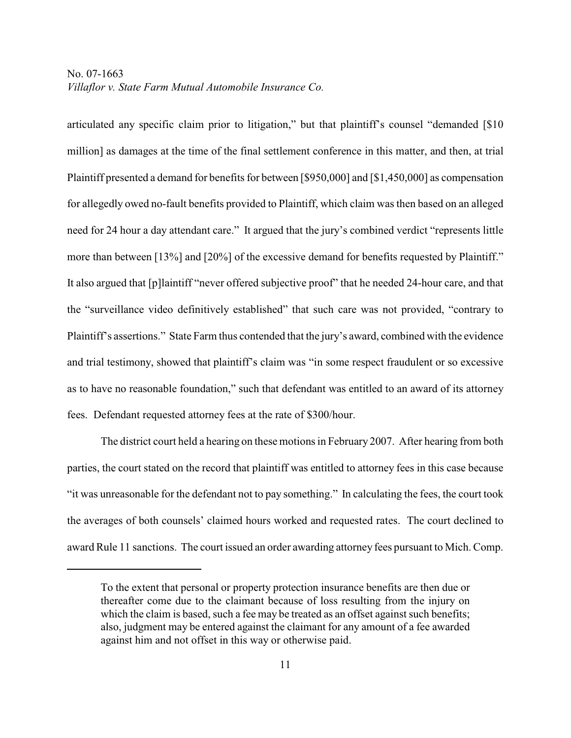articulated any specific claim prior to litigation," but that plaintiff's counsel "demanded [$10 million] as damages at the time of the final settlement conference in this matter, and then, at trial Plaintiff presented a demand for benefits for between [$950,000] and [$1,450,000] as compensation for allegedly owed no-fault benefits provided to Plaintiff, which claim was then based on an alleged need for 24 hour a day attendant care." It argued that the jury's combined verdict "represents little more than between [13%] and [20%] of the excessive demand for benefits requested by Plaintiff." It also argued that [p]laintiff "never offered subjective proof" that he needed 24-hour care, and that the "surveillance video definitively established" that such care was not provided, "contrary to Plaintiff's assertions." State Farm thus contended that the jury's award, combined with the evidence and trial testimony, showed that plaintiff's claim was "in some respect fraudulent or so excessive as to have no reasonable foundation," such that defendant was entitled to an award of its attorney fees. Defendant requested attorney fees at the rate of $300/hour.

The district court held a hearing on these motions in February 2007. After hearing from both parties, the court stated on the record that plaintiff was entitled to attorney fees in this case because "it was unreasonable for the defendant not to pay something." In calculating the fees, the court took the averages of both counsels' claimed hours worked and requested rates. The court declined to award Rule 11 sanctions. The court issued an order awarding attorney fees pursuant to Mich. Comp.

---

> To the extent that personal or property protection insurance benefits are then due or thereafter come due to the claimant because of loss resulting from the injury on which the claim is based, such a fee may be treated as an offset against such benefits; also, judgment may be entered against the claimant for any amount of a fee awarded against him and not offset in this way or otherwise paid.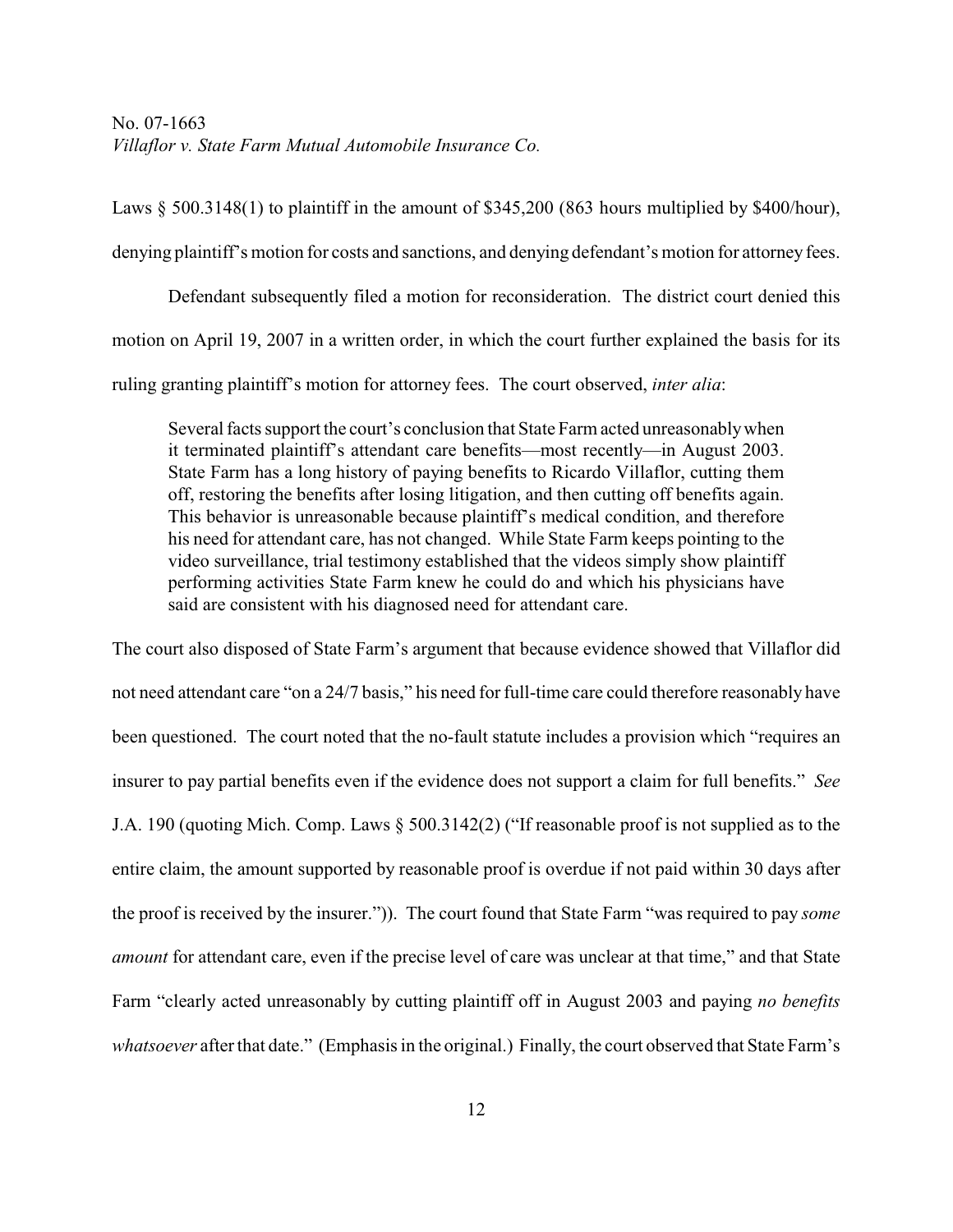Laws § 500.3148(1) to plaintiff in the amount of $345,200 (863 hours multiplied by $400/hour), denying plaintiff's motion for costs and sanctions, and denying defendant's motion for attorney fees.

Defendant subsequently filed a motion for reconsideration. The district court denied this motion on April 19, 2007 in a written order, in which the court further explained the basis for its ruling granting plaintiff's motion for attorney fees. The court observed, *inter alia*:

> Several facts support the court's conclusion that State Farm acted unreasonably when it terminated plaintiff's attendant care benefits—most recently—in August 2003. State Farm has a long history of paying benefits to Ricardo Villaflor, cutting them off, restoring the benefits after losing litigation, and then cutting off benefits again. This behavior is unreasonable because plaintiff's medical condition, and therefore his need for attendant care, has not changed. While State Farm keeps pointing to the video surveillance, trial testimony established that the videos simply show plaintiff performing activities State Farm knew he could do and which his physicians have said are consistent with his diagnosed need for attendant care.

The court also disposed of State Farm's argument that because evidence showed that Villaflor did not need attendant care "on a 24/7 basis," his need for full-time care could therefore reasonably have been questioned. The court noted that the no-fault statute includes a provision which "requires an insurer to pay partial benefits even if the evidence does not support a claim for full benefits." *See* J.A. 190 (quoting Mich. Comp. Laws § 500.3142(2) ("If reasonable proof is not supplied as to the entire claim, the amount supported by reasonable proof is overdue if not paid within 30 days after the proof is received by the insurer.")). The court found that State Farm "was required to pay *some amount* for attendant care, even if the precise level of care was unclear at that time," and that State Farm "clearly acted unreasonably by cutting plaintiff off in August 2003 and paying *no benefits whatsoever* after that date." (Emphasis in the original.) Finally, the court observed that State Farm's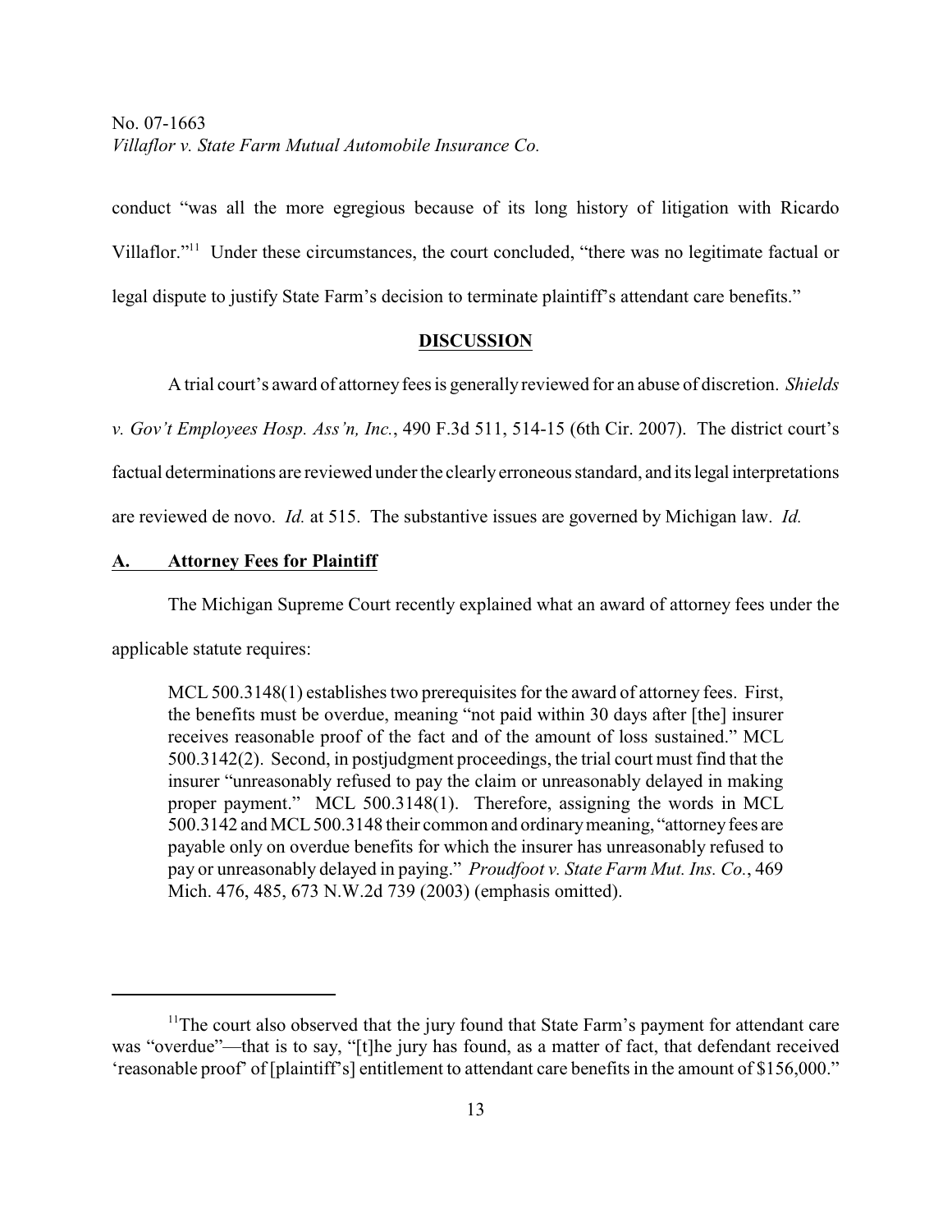conduct "was all the more egregious because of its long history of litigation with Ricardo Villaflor."[11] Under these circumstances, the court concluded, "there was no legitimate factual or legal dispute to justify State Farm's decision to terminate plaintiff's attendant care benefits."

## DISCUSSION

A trial court's award of attorney fees is generally reviewed for an abuse of discretion. *Shields v. Gov't Employees Hosp. Ass'n, Inc.*, 490 F.3d 511, 514-15 (6th Cir. 2007). The district court's factual determinations are reviewed under the clearly erroneous standard, and its legal interpretations are reviewed de novo. *Id.* at 515. The substantive issues are governed by Michigan law. *Id.*

### A. Attorney Fees for Plaintiff

The Michigan Supreme Court recently explained what an award of attorney fees under the applicable statute requires:

> MCL 500.3148(1) establishes two prerequisites for the award of attorney fees. First, the benefits must be overdue, meaning "not paid within 30 days after [the] insurer receives reasonable proof of the fact and of the amount of loss sustained." MCL 500.3142(2). Second, in postjudgment proceedings, the trial court must find that the insurer "unreasonably refused to pay the claim or unreasonably delayed in making proper payment." MCL 500.3148(1). Therefore, assigning the words in MCL 500.3142 and MCL 500.3148 their common and ordinary meaning, "attorney fees are payable only on overdue benefits for which the insurer has unreasonably refused to pay or unreasonably delayed in paying." *Proudfoot v. State Farm Mut. Ins. Co.*, 469 Mich. 476, 485, 673 N.W.2d 739 (2003) (emphasis omitted).

---

[11] The court also observed that the jury found that State Farm's payment for attendant care was "overdue"—that is to say, "[t]he jury has found, as a matter of fact, that defendant received 'reasonable proof' of [plaintiff's] entitlement to attendant care benefits in the amount of $156,000."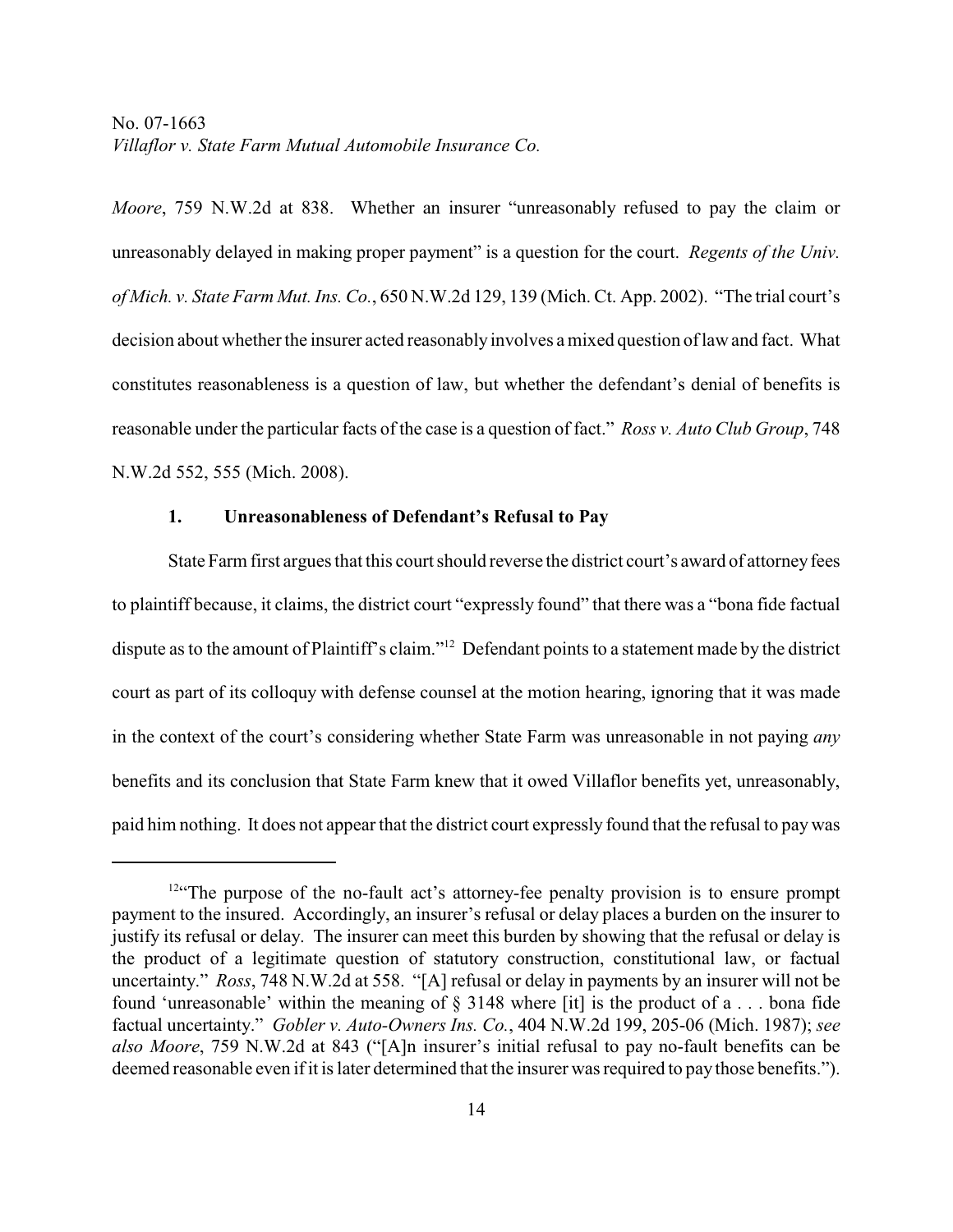*Moore*, 759 N.W.2d at 838. Whether an insurer "unreasonably refused to pay the claim or unreasonably delayed in making proper payment" is a question for the court. *Regents of the Univ. of Mich. v. State Farm Mut. Ins. Co.*, 650 N.W.2d 129, 139 (Mich. Ct. App. 2002). "The trial court's decision about whether the insurer acted reasonably involves a mixed question of law and fact. What constitutes reasonableness is a question of law, but whether the defendant's denial of benefits is reasonable under the particular facts of the case is a question of fact." *Ross v. Auto Club Group*, 748 N.W.2d 552, 555 (Mich. 2008).

### 1. Unreasonableness of Defendant's Refusal to Pay

State Farm first argues that this court should reverse the district court's award of attorney fees to plaintiff because, it claims, the district court "expressly found" that there was a "bona fide factual dispute as to the amount of Plaintiff's claim."[12] Defendant points to a statement made by the district court as part of its colloquy with defense counsel at the motion hearing, ignoring that it was made in the context of the court's considering whether State Farm was unreasonable in not paying *any* benefits and its conclusion that State Farm knew that it owed Villaflor benefits yet, unreasonably, paid him nothing. It does not appear that the district court expressly found that the refusal to pay was

---

[12]"The purpose of the no-fault act's attorney-fee penalty provision is to ensure prompt payment to the insured. Accordingly, an insurer's refusal or delay places a burden on the insurer to justify its refusal or delay. The insurer can meet this burden by showing that the refusal or delay is the product of a legitimate question of statutory construction, constitutional law, or factual uncertainty." *Ross*, 748 N.W.2d at 558. "[A] refusal or delay in payments by an insurer will not be found 'unreasonable' within the meaning of § 3148 where [it] is the product of a . . . bona fide factual uncertainty." *Gobler v. Auto-Owners Ins. Co.*, 404 N.W.2d 199, 205-06 (Mich. 1987); *see also Moore*, 759 N.W.2d at 843 ("[A]n insurer's initial refusal to pay no-fault benefits can be deemed reasonable even if it is later determined that the insurer was required to pay those benefits.").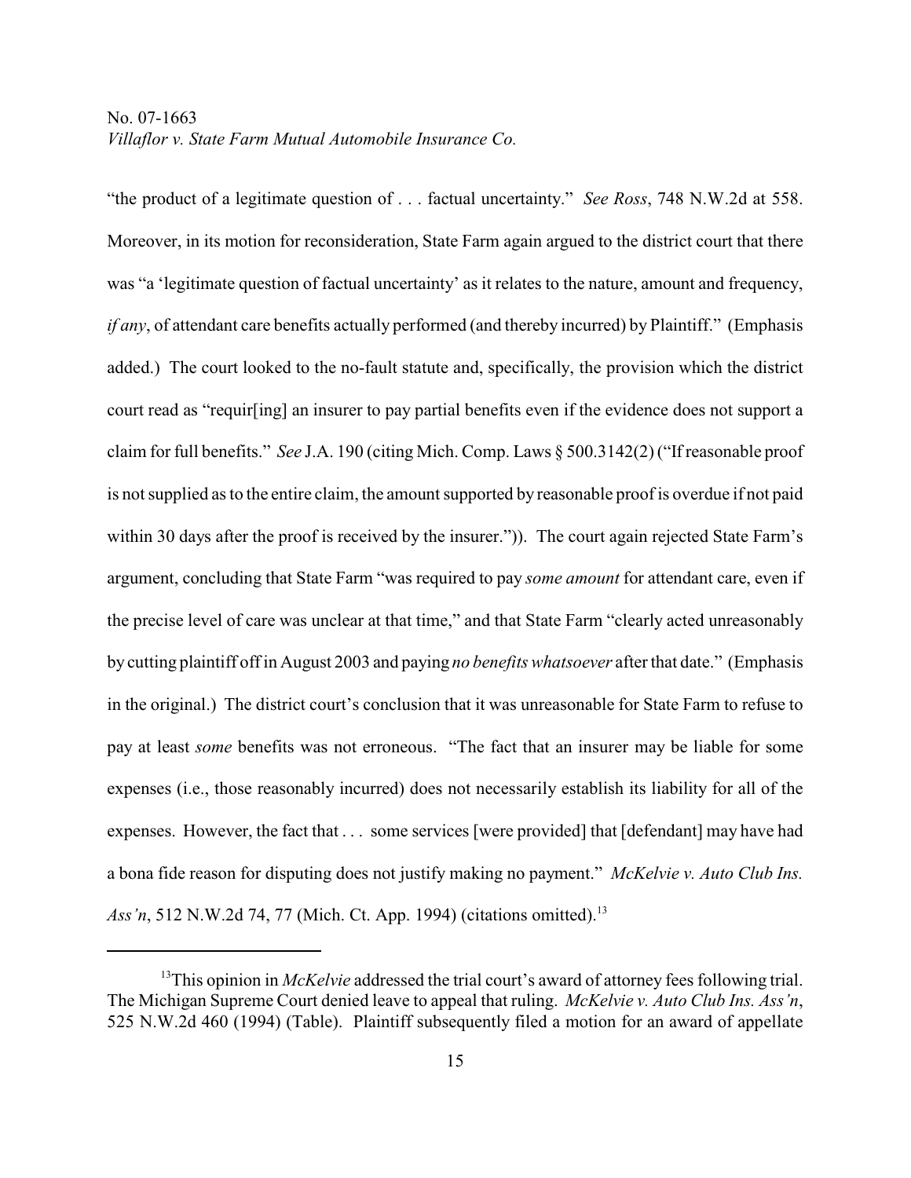"the product of a legitimate question of . . . factual uncertainty." *See Ross*, 748 N.W.2d at 558. Moreover, in its motion for reconsideration, State Farm again argued to the district court that there was "a 'legitimate question of factual uncertainty' as it relates to the nature, amount and frequency, *if any*, of attendant care benefits actually performed (and thereby incurred) by Plaintiff." (Emphasis added.) The court looked to the no-fault statute and, specifically, the provision which the district court read as "requir[ing] an insurer to pay partial benefits even if the evidence does not support a claim for full benefits." *See* J.A. 190 (citing Mich. Comp. Laws § 500.3142(2) ("If reasonable proof is not supplied as to the entire claim, the amount supported by reasonable proof is overdue if not paid within 30 days after the proof is received by the insurer.")). The court again rejected State Farm's argument, concluding that State Farm "was required to pay *some amount* for attendant care, even if the precise level of care was unclear at that time," and that State Farm "clearly acted unreasonably by cutting plaintiff off in August 2003 and paying *no benefits whatsoever* after that date." (Emphasis in the original.) The district court's conclusion that it was unreasonable for State Farm to refuse to pay at least *some* benefits was not erroneous. "The fact that an insurer may be liable for some expenses (i.e., those reasonably incurred) does not necessarily establish its liability for all of the expenses. However, the fact that . . . some services [were provided] that [defendant] may have had a bona fide reason for disputing does not justify making no payment." *McKelvie v. Auto Club Ins. Ass'n*, 512 N.W.2d 74, 77 (Mich. Ct. App. 1994) (citations omitted).[13]

---

[13] This opinion in *McKelvie* addressed the trial court's award of attorney fees following trial. The Michigan Supreme Court denied leave to appeal that ruling. *McKelvie v. Auto Club Ins. Ass'n*, 525 N.W.2d 460 (1994) (Table). Plaintiff subsequently filed a motion for an award of appellate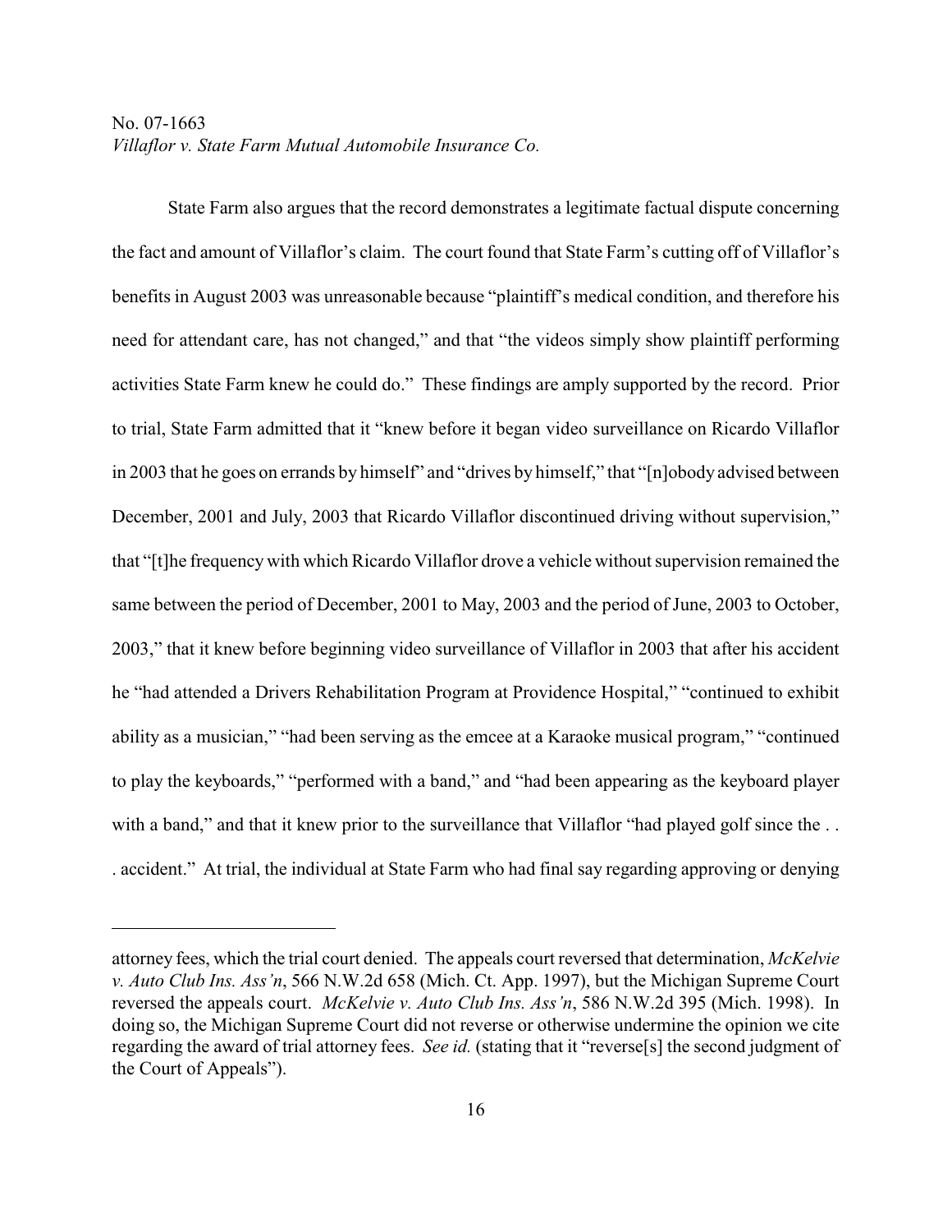State Farm also argues that the record demonstrates a legitimate factual dispute concerning the fact and amount of Villaflor's claim. The court found that State Farm's cutting off of Villaflor's benefits in August 2003 was unreasonable because "plaintiff's medical condition, and therefore his need for attendant care, has not changed," and that "the videos simply show plaintiff performing activities State Farm knew he could do." These findings are amply supported by the record. Prior to trial, State Farm admitted that it "knew before it began video surveillance on Ricardo Villaflor in 2003 that he goes on errands by himself" and "drives by himself," that "[n]obody advised between December, 2001 and July, 2003 that Ricardo Villaflor discontinued driving without supervision," that "[t]he frequency with which Ricardo Villaflor drove a vehicle without supervision remained the same between the period of December, 2001 to May, 2003 and the period of June, 2003 to October, 2003," that it knew before beginning video surveillance of Villaflor in 2003 that after his accident he "had attended a Drivers Rehabilitation Program at Providence Hospital," "continued to exhibit ability as a musician," "had been serving as the emcee at a Karaoke musical program," "continued to play the keyboards," "performed with a band," and "had been appearing as the keyboard player with a band," and that it knew prior to the surveillance that Villaflor "had played golf since the . . . accident." At trial, the individual at State Farm who had final say regarding approving or denying

---

attorney fees, which the trial court denied. The appeals court reversed that determination, *McKelvie v. Auto Club Ins. Ass'n*, 566 N.W.2d 658 (Mich. Ct. App. 1997), but the Michigan Supreme Court reversed the appeals court. *McKelvie v. Auto Club Ins. Ass'n*, 586 N.W.2d 395 (Mich. 1998). In doing so, the Michigan Supreme Court did not reverse or otherwise undermine the opinion we cite regarding the award of trial attorney fees. *See id.* (stating that it "reverse[s] the second judgment of the Court of Appeals").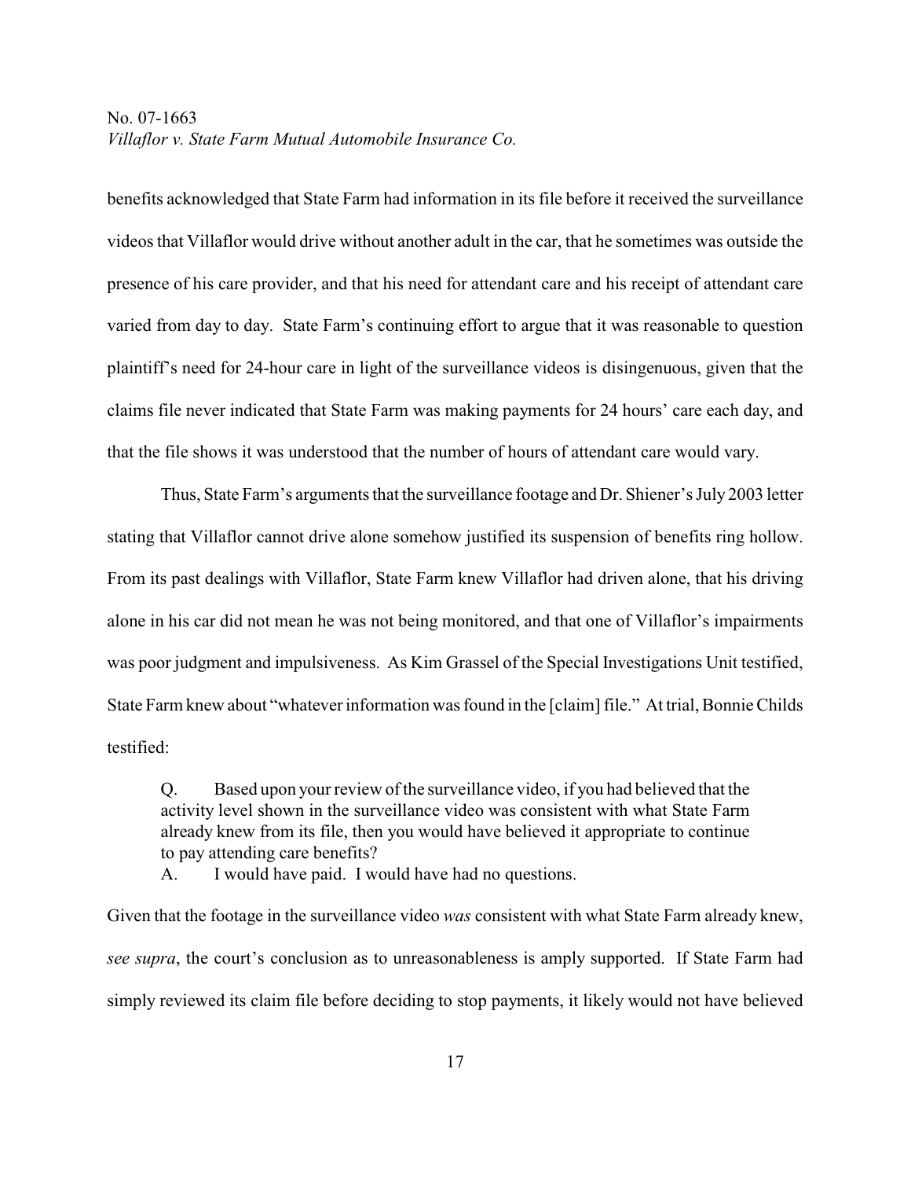benefits acknowledged that State Farm had information in its file before it received the surveillance videos that Villaflor would drive without another adult in the car, that he sometimes was outside the presence of his care provider, and that his need for attendant care and his receipt of attendant care varied from day to day. State Farm's continuing effort to argue that it was reasonable to question plaintiff's need for 24-hour care in light of the surveillance videos is disingenuous, given that the claims file never indicated that State Farm was making payments for 24 hours' care each day, and that the file shows it was understood that the number of hours of attendant care would vary.

Thus, State Farm's arguments that the surveillance footage and Dr. Shiener's July 2003 letter stating that Villaflor cannot drive alone somehow justified its suspension of benefits ring hollow. From its past dealings with Villaflor, State Farm knew Villaflor had driven alone, that his driving alone in his car did not mean he was not being monitored, and that one of Villaflor's impairments was poor judgment and impulsiveness. As Kim Grassel of the Special Investigations Unit testified, State Farm knew about "whatever information was found in the [claim] file." At trial, Bonnie Childs testified:

> Q. Based upon your review of the surveillance video, if you had believed that the activity level shown in the surveillance video was consistent with what State Farm already knew from its file, then you would have believed it appropriate to continue to pay attending care benefits?
>
> A. I would have paid. I would have had no questions.

Given that the footage in the surveillance video *was* consistent with what State Farm already knew, *see supra*, the court's conclusion as to unreasonableness is amply supported. If State Farm had simply reviewed its claim file before deciding to stop payments, it likely would not have believed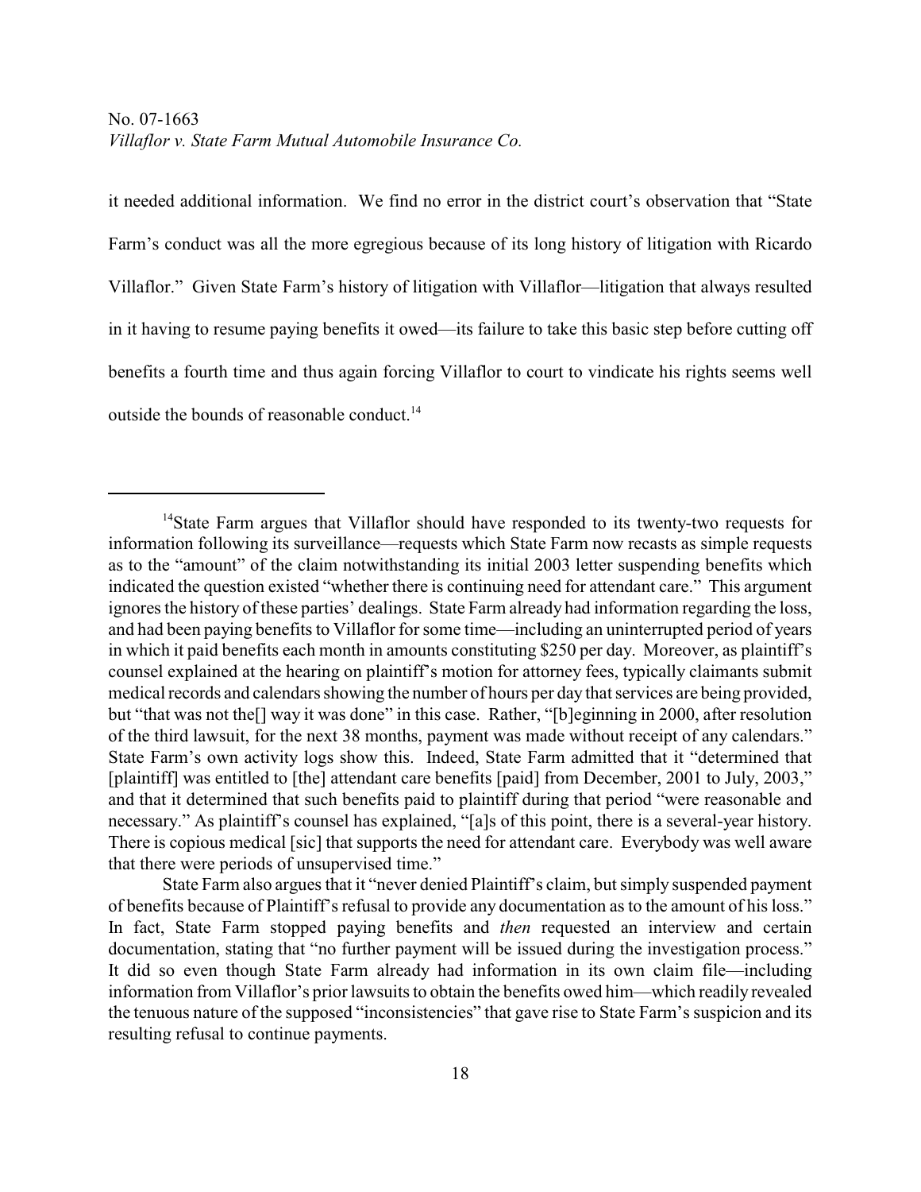it needed additional information. We find no error in the district court's observation that "State Farm's conduct was all the more egregious because of its long history of litigation with Ricardo Villaflor." Given State Farm's history of litigation with Villaflor—litigation that always resulted in it having to resume paying benefits it owed—its failure to take this basic step before cutting off benefits a fourth time and thus again forcing Villaflor to court to vindicate his rights seems well outside the bounds of reasonable conduct.[14]

---

[14]State Farm argues that Villaflor should have responded to its twenty-two requests for information following its surveillance—requests which State Farm now recasts as simple requests as to the "amount" of the claim notwithstanding its initial 2003 letter suspending benefits which indicated the question existed "whether there is continuing need for attendant care." This argument ignores the history of these parties' dealings. State Farm already had information regarding the loss, and had been paying benefits to Villaflor for some time—including an uninterrupted period of years in which it paid benefits each month in amounts constituting $250 per day. Moreover, as plaintiff's counsel explained at the hearing on plaintiff's motion for attorney fees, typically claimants submit medical records and calendars showing the number of hours per day that services are being provided, but "that was not the[] way it was done" in this case. Rather, "[b]eginning in 2000, after resolution of the third lawsuit, for the next 38 months, payment was made without receipt of any calendars." State Farm's own activity logs show this. Indeed, State Farm admitted that it "determined that [plaintiff] was entitled to [the] attendant care benefits [paid] from December, 2001 to July, 2003," and that it determined that such benefits paid to plaintiff during that period "were reasonable and necessary." As plaintiff's counsel has explained, "[a]s of this point, there is a several-year history. There is copious medical [sic] that supports the need for attendant care. Everybody was well aware that there were periods of unsupervised time."

State Farm also argues that it "never denied Plaintiff's claim, but simply suspended payment of benefits because of Plaintiff's refusal to provide any documentation as to the amount of his loss." In fact, State Farm stopped paying benefits and *then* requested an interview and certain documentation, stating that "no further payment will be issued during the investigation process." It did so even though State Farm already had information in its own claim file—including information from Villaflor's prior lawsuits to obtain the benefits owed him—which readily revealed the tenuous nature of the supposed "inconsistencies" that gave rise to State Farm's suspicion and its resulting refusal to continue payments.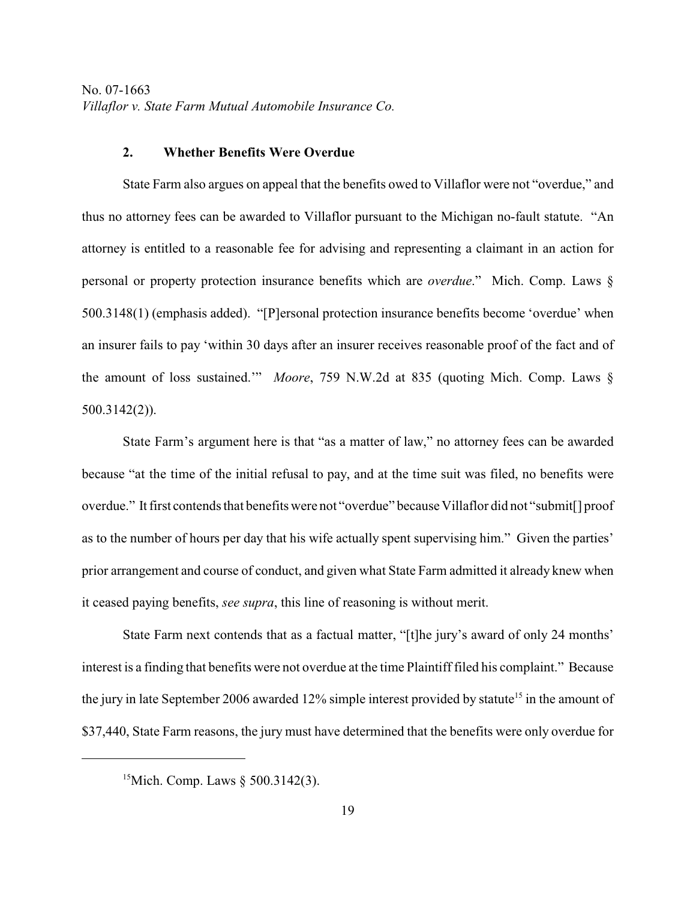### 2. Whether Benefits Were Overdue

State Farm also argues on appeal that the benefits owed to Villaflor were not "overdue," and thus no attorney fees can be awarded to Villaflor pursuant to the Michigan no-fault statute. "An attorney is entitled to a reasonable fee for advising and representing a claimant in an action for personal or property protection insurance benefits which are *overdue*." Mich. Comp. Laws § 500.3148(1) (emphasis added). "[P]ersonal protection insurance benefits become 'overdue' when an insurer fails to pay 'within 30 days after an insurer receives reasonable proof of the fact and of the amount of loss sustained.'" *Moore*, 759 N.W.2d at 835 (quoting Mich. Comp. Laws § 500.3142(2)).

State Farm's argument here is that "as a matter of law," no attorney fees can be awarded because "at the time of the initial refusal to pay, and at the time suit was filed, no benefits were overdue." It first contends that benefits were not "overdue" because Villaflor did not "submit[] proof as to the number of hours per day that his wife actually spent supervising him." Given the parties' prior arrangement and course of conduct, and given what State Farm admitted it already knew when it ceased paying benefits, *see supra*, this line of reasoning is without merit.

State Farm next contends that as a factual matter, "[t]he jury's award of only 24 months' interest is a finding that benefits were not overdue at the time Plaintiff filed his complaint." Because the jury in late September 2006 awarded 12% simple interest provided by statute[15] in the amount of $37,440, State Farm reasons, the jury must have determined that the benefits were only overdue for

[15] Mich. Comp. Laws § 500.3142(3).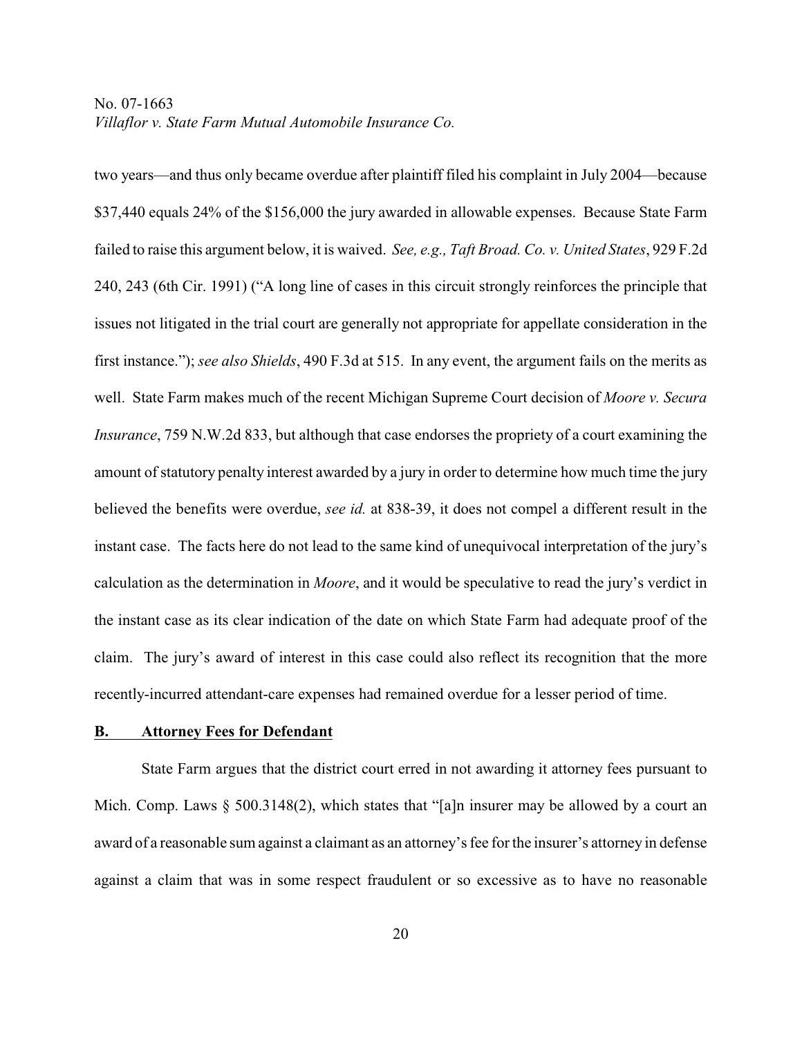two years—and thus only became overdue after plaintiff filed his complaint in July 2004—because $37,440 equals 24% of the $156,000 the jury awarded in allowable expenses. Because State Farm failed to raise this argument below, it is waived. *See, e.g., Taft Broad. Co. v. United States*, 929 F.2d 240, 243 (6th Cir. 1991) ("A long line of cases in this circuit strongly reinforces the principle that issues not litigated in the trial court are generally not appropriate for appellate consideration in the first instance."); *see also Shields*, 490 F.3d at 515. In any event, the argument fails on the merits as well. State Farm makes much of the recent Michigan Supreme Court decision of *Moore v. Secura Insurance*, 759 N.W.2d 833, but although that case endorses the propriety of a court examining the amount of statutory penalty interest awarded by a jury in order to determine how much time the jury believed the benefits were overdue, *see id.* at 838-39, it does not compel a different result in the instant case. The facts here do not lead to the same kind of unequivocal interpretation of the jury's calculation as the determination in *Moore*, and it would be speculative to read the jury's verdict in the instant case as its clear indication of the date on which State Farm had adequate proof of the claim. The jury's award of interest in this case could also reflect its recognition that the more recently-incurred attendant-care expenses had remained overdue for a lesser period of time.

## B. Attorney Fees for Defendant

State Farm argues that the district court erred in not awarding it attorney fees pursuant to Mich. Comp. Laws § 500.3148(2), which states that "[a]n insurer may be allowed by a court an award of a reasonable sum against a claimant as an attorney's fee for the insurer's attorney in defense against a claim that was in some respect fraudulent or so excessive as to have no reasonable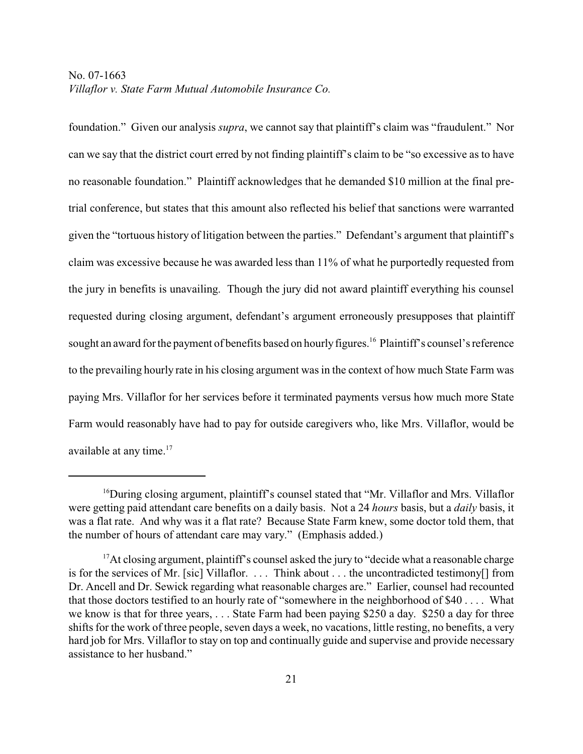foundation." Given our analysis *supra*, we cannot say that plaintiff's claim was "fraudulent." Nor can we say that the district court erred by not finding plaintiff's claim to be "so excessive as to have no reasonable foundation." Plaintiff acknowledges that he demanded $10 million at the final pre-trial conference, but states that this amount also reflected his belief that sanctions were warranted given the "tortuous history of litigation between the parties." Defendant's argument that plaintiff's claim was excessive because he was awarded less than 11% of what he purportedly requested from the jury in benefits is unavailing. Though the jury did not award plaintiff everything his counsel requested during closing argument, defendant's argument erroneously presupposes that plaintiff sought an award for the payment of benefits based on hourly figures.[16] Plaintiff's counsel's reference to the prevailing hourly rate in his closing argument was in the context of how much State Farm was paying Mrs. Villaflor for her services before it terminated payments versus how much more State Farm would reasonably have had to pay for outside caregivers who, like Mrs. Villaflor, would be available at any time.[17]

---

[16]During closing argument, plaintiff's counsel stated that "Mr. Villaflor and Mrs. Villaflor were getting paid attendant care benefits on a daily basis. Not a 24 *hours* basis, but a *daily* basis, it was a flat rate. And why was it a flat rate? Because State Farm knew, some doctor told them, that the number of hours of attendant care may vary." (Emphasis added.)

[17]At closing argument, plaintiff's counsel asked the jury to "decide what a reasonable charge is for the services of Mr. [sic] Villaflor. . . . Think about . . . the uncontradicted testimony[] from Dr. Ancell and Dr. Sewick regarding what reasonable charges are." Earlier, counsel had recounted that those doctors testified to an hourly rate of "somewhere in the neighborhood of $40 . . . . What we know is that for three years, . . . State Farm had been paying $250 a day. $250 a day for three shifts for the work of three people, seven days a week, no vacations, little resting, no benefits, a very hard job for Mrs. Villaflor to stay on top and continually guide and supervise and provide necessary assistance to her husband."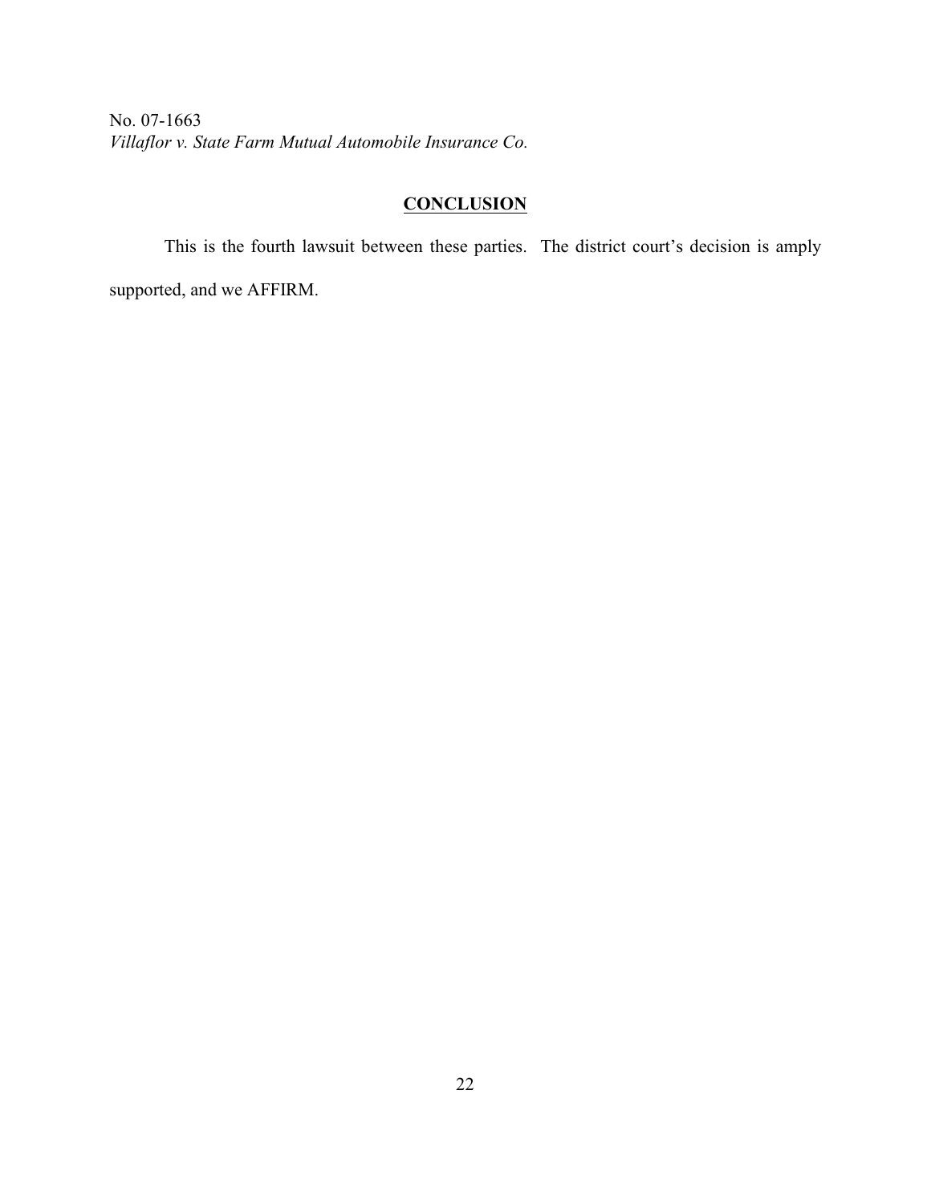## CONCLUSION

This is the fourth lawsuit between these parties. The district court's decision is amply supported, and we AFFIRM.